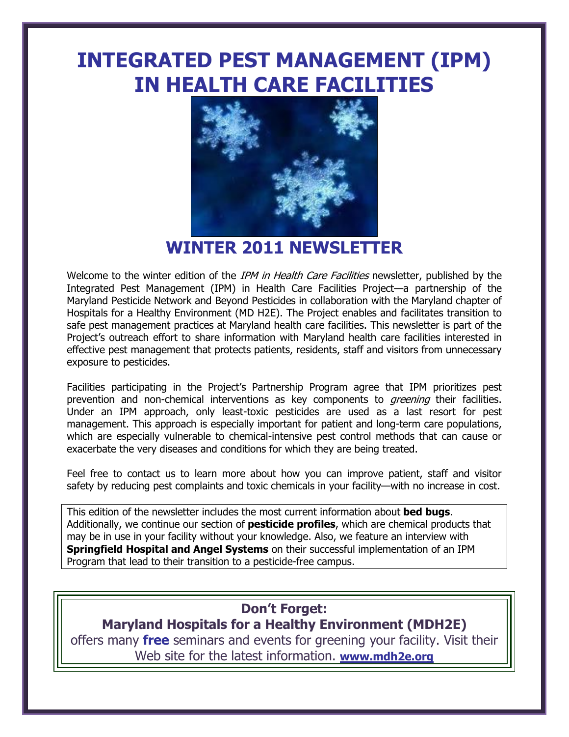# INTEGRATED PEST MANAGEMENT (IPM) IN HEALTH CARE FACILITIES

## WINTER 2011 NEWSLETTER

Welcome to the winter edition of the *IPM in Health Care Facilities* newsletter, published by the Integrated Pest Management (IPM) in Health Care Facilities Project—a partnership of the Maryland Pesticide Network and Beyond Pesticides in collaboration with the Maryland chapter of Hospitals for a Healthy Environment (MD H2E). The Project enables and facilitates transition to safe pest management practices at Maryland health care facilities. This newsletter is part of the Project's outreach effort to share information with Maryland health care facilities interested in effective pest management that protects patients, residents, staff and visitors from unnecessary exposure to pesticides.

Facilities participating in the Project's Partnership Program agree that IPM prioritizes pest prevention and non-chemical interventions as key components to *greening* their facilities. Under an IPM approach, only least-toxic pesticides are used as a last resort for pest management. This approach is especially important for patient and long-term care populations, which are especially vulnerable to chemical-intensive pest control methods that can cause or exacerbate the very diseases and conditions for which they are being treated.

Feel free to contact us to learn more about how you can improve patient, staff and visitor safety by reducing pest complaints and toxic chemicals in your facility—with no increase in cost.

This edition of the newsletter includes the most current information about **bed bugs**. Additionally, we continue our section of **pesticide profiles**, which are chemical products that may be in use in your facility without your knowledge. Also, we feature an interview with **Springfield Hospital and Angel Systems** on their successful implementation of an IPM Program that lead to their transition to a pesticide-free campus.

**Don't Forget:**

**Maryland Hospitals for a Healthy Environment (MDH2E)**

offers many **free** seminars and events for greening your facility. Visit their Web site for the latest information. **www.mdh2e.org**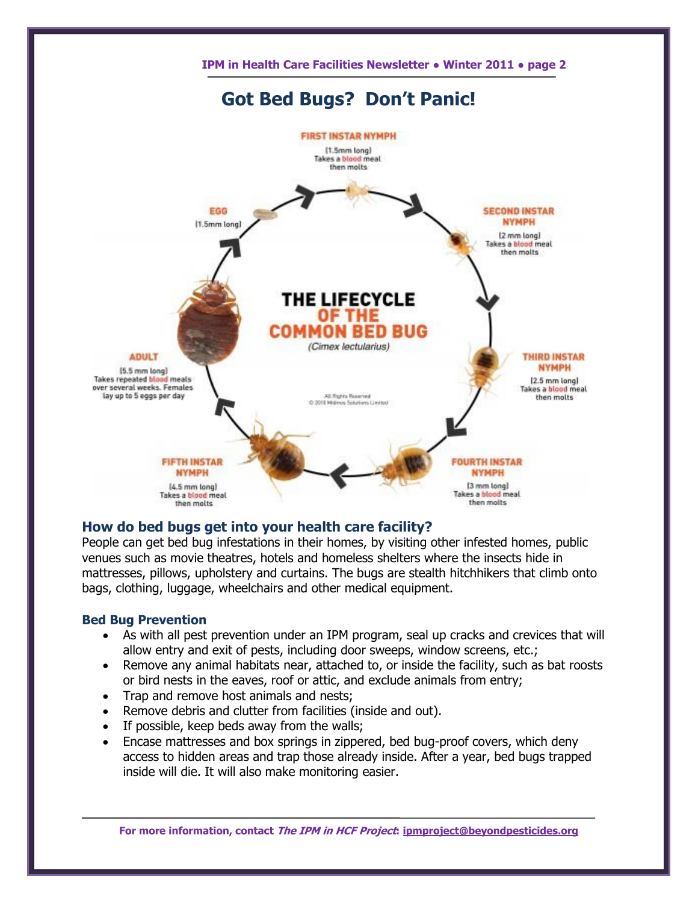# Got Bed Bugs? Don't Panic!

**THE LIFECYCLE OF THE COMMON BED BUG**
*(Cimex lectularius)*

**EGG**
(1.5mm long)

**FIRST INSTAR NYMPH**
(1.5mm long)
Takes a blood meal then molts

**SECOND INSTAR NYMPH**
(2 mm long)
Takes a blood meal then molts

**THIRD INSTAR NYMPH**
(2.5 mm long)
Takes a blood meal then molts

**FOURTH INSTAR NYMPH**
(3 mm long)
Takes a blood meal then molts

**FIFTH INSTAR NYMPH**
(4.5 mm long)
Takes a blood meal then molts

**ADULT**
(5.5 mm long)
Takes repeated blood meals over several weeks. Females lay up to 5 eggs per day

All Rights Reserved
© 2018 Midmos Solutions Limited

## How do bed bugs get into your health care facility?

People can get bed bug infestations in their homes, by visiting other infested homes, public venues such as movie theatres, hotels and homeless shelters where the insects hide in mattresses, pillows, upholstery and curtains. The bugs are stealth hitchhikers that climb onto bags, clothing, luggage, wheelchairs and other medical equipment.

## Bed Bug Prevention

- As with all pest prevention under an IPM program, seal up cracks and crevices that will allow entry and exit of pests, including door sweeps, window screens, etc.;
- Remove any animal habitats near, attached to, or inside the facility, such as bat roosts or bird nests in the eaves, roof or attic, and exclude animals from entry;
- Trap and remove host animals and nests;
- Remove debris and clutter from facilities (inside and out).
- If possible, keep beds away from the walls;
- Encase mattresses and box springs in zippered, bed bug-proof covers, which deny access to hidden areas and trap those already inside. After a year, bed bugs trapped inside will die. It will also make monitoring easier.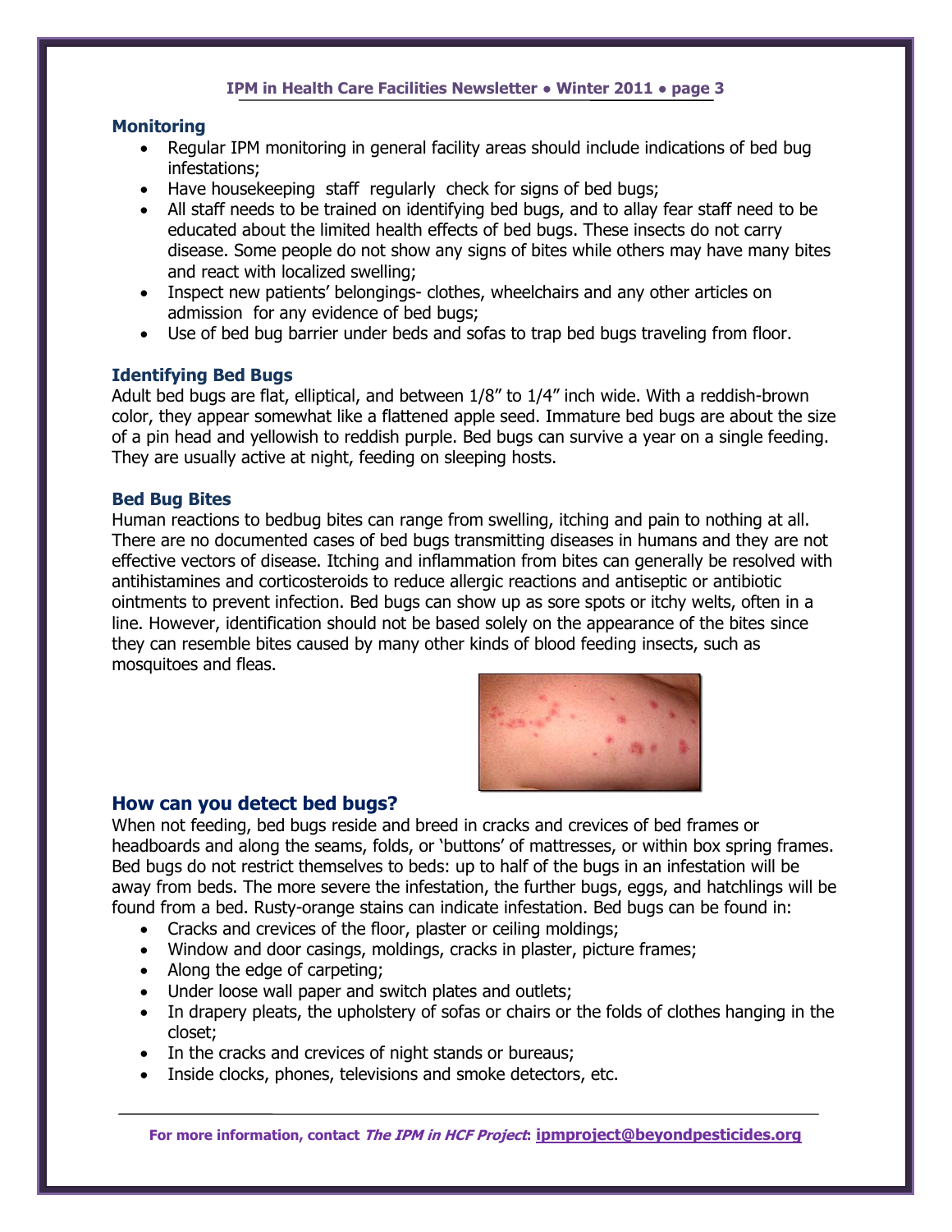### Monitoring

- Regular IPM monitoring in general facility areas should include indications of bed bug infestations;
- Have housekeeping staff regularly check for signs of bed bugs;
- All staff needs to be trained on identifying bed bugs, and to allay fear staff need to be educated about the limited health effects of bed bugs. These insects do not carry disease. Some people do not show any signs of bites while others may have many bites and react with localized swelling;
- Inspect new patients' belongings- clothes, wheelchairs and any other articles on admission for any evidence of bed bugs;
- Use of bed bug barrier under beds and sofas to trap bed bugs traveling from floor.

### Identifying Bed Bugs

Adult bed bugs are flat, elliptical, and between 1/8" to 1/4" inch wide. With a reddish-brown color, they appear somewhat like a flattened apple seed. Immature bed bugs are about the size of a pin head and yellowish to reddish purple. Bed bugs can survive a year on a single feeding. They are usually active at night, feeding on sleeping hosts.

### Bed Bug Bites

Human reactions to bedbug bites can range from swelling, itching and pain to nothing at all. There are no documented cases of bed bugs transmitting diseases in humans and they are not effective vectors of disease. Itching and inflammation from bites can generally be resolved with antihistamines and corticosteroids to reduce allergic reactions and antiseptic or antibiotic ointments to prevent infection. Bed bugs can show up as sore spots or itchy welts, often in a line. However, identification should not be based solely on the appearance of the bites since they can resemble bites caused by many other kinds of blood feeding insects, such as mosquitoes and fleas.

## How can you detect bed bugs?

When not feeding, bed bugs reside and breed in cracks and crevices of bed frames or headboards and along the seams, folds, or 'buttons' of mattresses, or within box spring frames. Bed bugs do not restrict themselves to beds: up to half of the bugs in an infestation will be away from beds. The more severe the infestation, the further bugs, eggs, and hatchlings will be found from a bed. Rusty-orange stains can indicate infestation. Bed bugs can be found in:

- Cracks and crevices of the floor, plaster or ceiling moldings;
- Window and door casings, moldings, cracks in plaster, picture frames;
- Along the edge of carpeting;
- Under loose wall paper and switch plates and outlets;
- In drapery pleats, the upholstery of sofas or chairs or the folds of clothes hanging in the closet;
- In the cracks and crevices of night stands or bureaus;
- Inside clocks, phones, televisions and smoke detectors, etc.

For more information, contact *The IPM in HCF Project*: **ipmproject@beyondpesticides.org**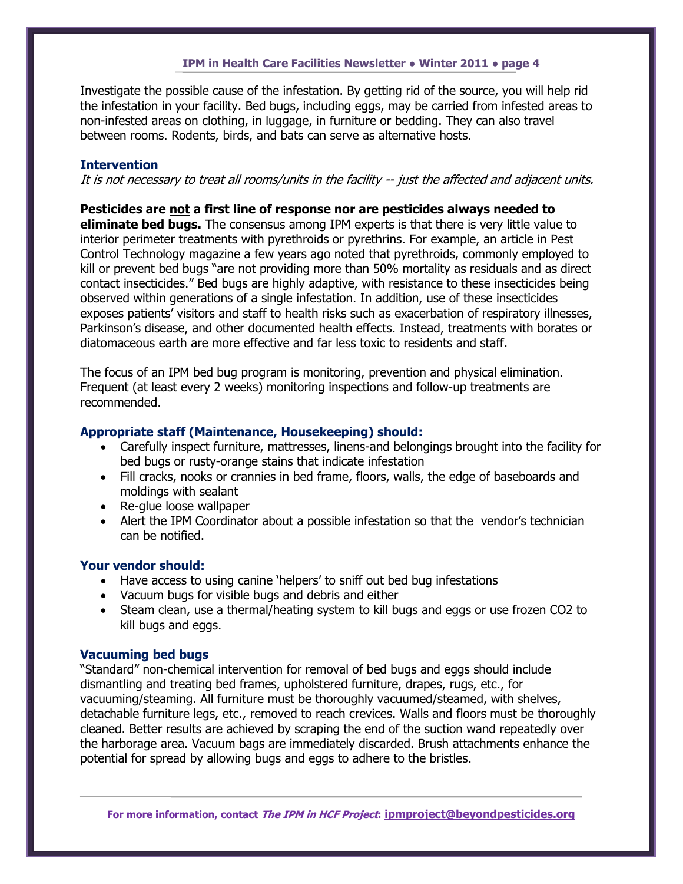Investigate the possible cause of the infestation. By getting rid of the source, you will help rid the infestation in your facility. Bed bugs, including eggs, may be carried from infested areas to non-infested areas on clothing, in luggage, in furniture or bedding. They can also travel between rooms. Rodents, birds, and bats can serve as alternative hosts.

### Intervention

*It is not necessary to treat all rooms/units in the facility -- just the affected and adjacent units.*

**Pesticides are <u>not</u> a first line of response nor are pesticides always needed to eliminate bed bugs.** The consensus among IPM experts is that there is very little value to interior perimeter treatments with pyrethroids or pyrethrins. For example, an article in Pest Control Technology magazine a few years ago noted that pyrethroids, commonly employed to kill or prevent bed bugs "are not providing more than 50% mortality as residuals and as direct contact insecticides." Bed bugs are highly adaptive, with resistance to these insecticides being observed within generations of a single infestation. In addition, use of these insecticides exposes patients' visitors and staff to health risks such as exacerbation of respiratory illnesses, Parkinson's disease, and other documented health effects. Instead, treatments with borates or diatomaceous earth are more effective and far less toxic to residents and staff.

The focus of an IPM bed bug program is monitoring, prevention and physical elimination. Frequent (at least every 2 weeks) monitoring inspections and follow-up treatments are recommended.

### Appropriate staff (Maintenance, Housekeeping) should:

- Carefully inspect furniture, mattresses, linens-and belongings brought into the facility for bed bugs or rusty-orange stains that indicate infestation
- Fill cracks, nooks or crannies in bed frame, floors, walls, the edge of baseboards and moldings with sealant
- Re-glue loose wallpaper
- Alert the IPM Coordinator about a possible infestation so that the vendor's technician can be notified.

### Your vendor should:

- Have access to using canine 'helpers' to sniff out bed bug infestations
- Vacuum bugs for visible bugs and debris and either
- Steam clean, use a thermal/heating system to kill bugs and eggs or use frozen $CO_2$ to kill bugs and eggs.

### Vacuuming bed bugs

"Standard" non-chemical intervention for removal of bed bugs and eggs should include dismantling and treating bed frames, upholstered furniture, drapes, rugs, etc., for vacuuming/steaming. All furniture must be thoroughly vacuumed/steamed, with shelves, detachable furniture legs, etc., removed to reach crevices. Walls and floors must be thoroughly cleaned. Better results are achieved by scraping the end of the suction wand repeatedly over the harborage area. Vacuum bags are immediately discarded. Brush attachments enhance the potential for spread by allowing bugs and eggs to adhere to the bristles.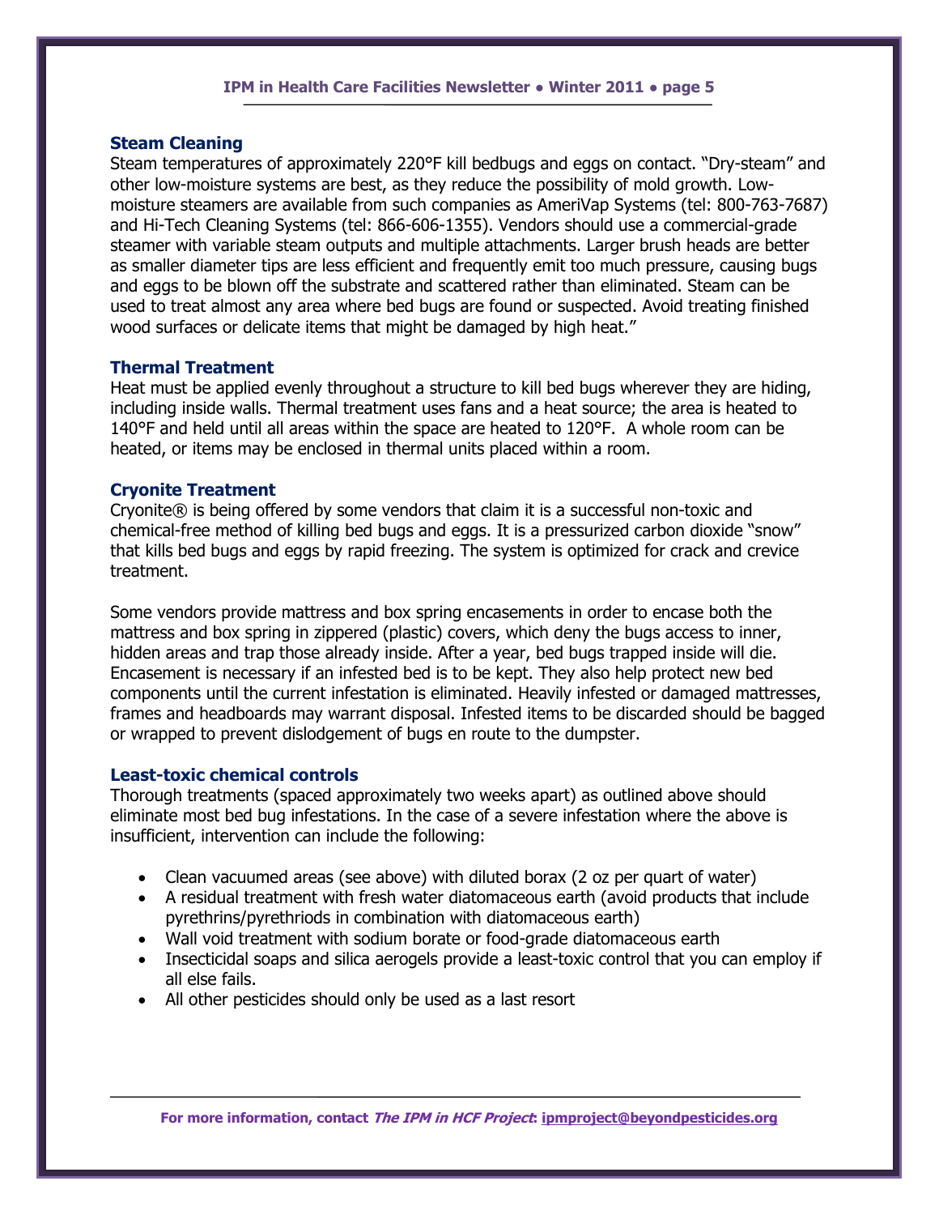### Steam Cleaning

Steam temperatures of approximately 220°F kill bedbugs and eggs on contact. "Dry-steam" and other low-moisture systems are best, as they reduce the possibility of mold growth. Low-moisture steamers are available from such companies as AmeriVap Systems (tel: 800-763-7687) and Hi-Tech Cleaning Systems (tel: 866-606-1355). Vendors should use a commercial-grade steamer with variable steam outputs and multiple attachments. Larger brush heads are better as smaller diameter tips are less efficient and frequently emit too much pressure, causing bugs and eggs to be blown off the substrate and scattered rather than eliminated. Steam can be used to treat almost any area where bed bugs are found or suspected. Avoid treating finished wood surfaces or delicate items that might be damaged by high heat."

### Thermal Treatment

Heat must be applied evenly throughout a structure to kill bed bugs wherever they are hiding, including inside walls. Thermal treatment uses fans and a heat source; the area is heated to 140°F and held until all areas within the space are heated to 120°F. A whole room can be heated, or items may be enclosed in thermal units placed within a room.

### Cryonite Treatment

Cryonite® is being offered by some vendors that claim it is a successful non-toxic and chemical-free method of killing bed bugs and eggs. It is a pressurized carbon dioxide "snow" that kills bed bugs and eggs by rapid freezing. The system is optimized for crack and crevice treatment.

Some vendors provide mattress and box spring encasements in order to encase both the mattress and box spring in zippered (plastic) covers, which deny the bugs access to inner, hidden areas and trap those already inside. After a year, bed bugs trapped inside will die. Encasement is necessary if an infested bed is to be kept. They also help protect new bed components until the current infestation is eliminated. Heavily infested or damaged mattresses, frames and headboards may warrant disposal. Infested items to be discarded should be bagged or wrapped to prevent dislodgement of bugs en route to the dumpster.

### Least-toxic chemical controls

Thorough treatments (spaced approximately two weeks apart) as outlined above should eliminate most bed bug infestations. In the case of a severe infestation where the above is insufficient, intervention can include the following:

- Clean vacuumed areas (see above) with diluted borax (2 oz per quart of water)
- A residual treatment with fresh water diatomaceous earth (avoid products that include pyrethrins/pyrethriods in combination with diatomaceous earth)
- Wall void treatment with sodium borate or food-grade diatomaceous earth
- Insecticidal soaps and silica aerogels provide a least-toxic control that you can employ if all else fails.
- All other pesticides should only be used as a last resort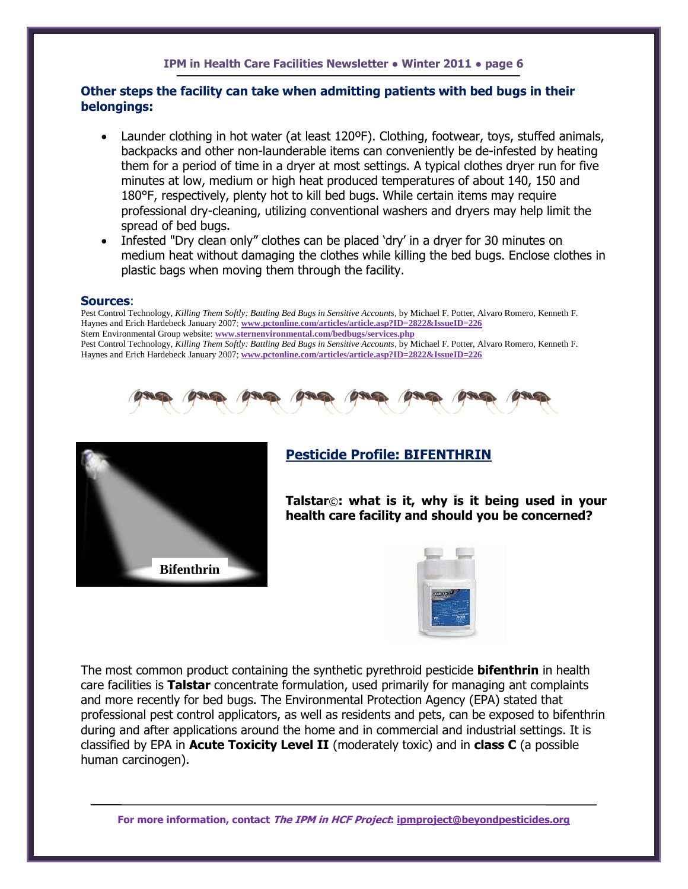### Other steps the facility can take when admitting patients with bed bugs in their belongings:

- Launder clothing in hot water (at least 120ºF). Clothing, footwear, toys, stuffed animals, backpacks and other non-launderable items can conveniently be de-infested by heating them for a period of time in a dryer at most settings. A typical clothes dryer run for five minutes at low, medium or high heat produced temperatures of about 140, 150 and 180°F, respectively, plenty hot to kill bed bugs. While certain items may require professional dry-cleaning, utilizing conventional washers and dryers may help limit the spread of bed bugs.
- Infested "Dry clean only" clothes can be placed 'dry' in a dryer for 30 minutes on medium heat without damaging the clothes while killing the bed bugs. Enclose clothes in plastic bags when moving them through the facility.

**Sources**:

Pest Control Technology, *Killing Them Softly: Battling Bed Bugs in Sensitive Accounts*, by Michael F. Potter, Alvaro Romero, Kenneth F. Haynes and Erich Hardebeck January 2007; **www.pctonline.com/articles/article.asp?ID=2822&IssueID=226**
Stern Environmental Group website: **www.sternenvironmental.com/bedbugs/services.php**
Pest Control Technology, *Killing Them Softly: Battling Bed Bugs in Sensitive Accounts*, by Michael F. Potter, Alvaro Romero, Kenneth F. Haynes and Erich Hardebeck January 2007; **www.pctonline.com/articles/article.asp?ID=2822&IssueID=226**

Bifenthrin

## Pesticide Profile: BIFENTHRIN

**Talstar©: what is it, why is it being used in your health care facility and should you be concerned?**

The most common product containing the synthetic pyrethroid pesticide **bifenthrin** in health care facilities is **Talstar** concentrate formulation, used primarily for managing ant complaints and more recently for bed bugs. The Environmental Protection Agency (EPA) stated that professional pest control applicators, as well as residents and pets, can be exposed to bifenthrin during and after applications around the home and in commercial and industrial settings. It is classified by EPA in **Acute Toxicity Level II** (moderately toxic) and in **class C** (a possible human carcinogen).

For more information, contact ***The IPM in HCF Project*****:** **ipmproject@beyondpesticides.org**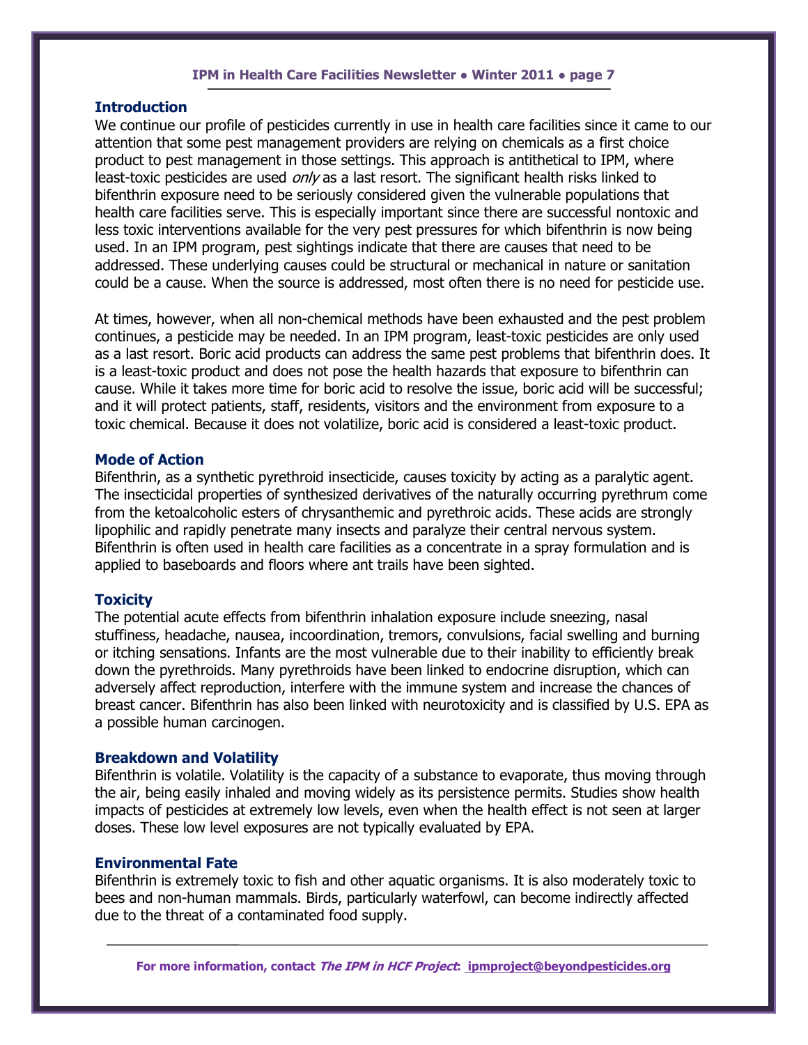## Introduction

We continue our profile of pesticides currently in use in health care facilities since it came to our attention that some pest management providers are relying on chemicals as a first choice product to pest management in those settings. This approach is antithetical to IPM, where least-toxic pesticides are used *only* as a last resort. The significant health risks linked to bifenthrin exposure need to be seriously considered given the vulnerable populations that health care facilities serve. This is especially important since there are successful nontoxic and less toxic interventions available for the very pest pressures for which bifenthrin is now being used. In an IPM program, pest sightings indicate that there are causes that need to be addressed. These underlying causes could be structural or mechanical in nature or sanitation could be a cause. When the source is addressed, most often there is no need for pesticide use.

At times, however, when all non-chemical methods have been exhausted and the pest problem continues, a pesticide may be needed. In an IPM program, least-toxic pesticides are only used as a last resort. Boric acid products can address the same pest problems that bifenthrin does. It is a least-toxic product and does not pose the health hazards that exposure to bifenthrin can cause. While it takes more time for boric acid to resolve the issue, boric acid will be successful; and it will protect patients, staff, residents, visitors and the environment from exposure to a toxic chemical. Because it does not volatilize, boric acid is considered a least-toxic product.

## Mode of Action

Bifenthrin, as a synthetic pyrethroid insecticide, causes toxicity by acting as a paralytic agent. The insecticidal properties of synthesized derivatives of the naturally occurring pyrethrum come from the ketoalcoholic esters of chrysanthemic and pyrethroic acids. These acids are strongly lipophilic and rapidly penetrate many insects and paralyze their central nervous system. Bifenthrin is often used in health care facilities as a concentrate in a spray formulation and is applied to baseboards and floors where ant trails have been sighted.

## Toxicity

The potential acute effects from bifenthrin inhalation exposure include sneezing, nasal stuffiness, headache, nausea, incoordination, tremors, convulsions, facial swelling and burning or itching sensations. Infants are the most vulnerable due to their inability to efficiently break down the pyrethroids. Many pyrethroids have been linked to endocrine disruption, which can adversely affect reproduction, interfere with the immune system and increase the chances of breast cancer. Bifenthrin has also been linked with neurotoxicity and is classified by U.S. EPA as a possible human carcinogen.

## Breakdown and Volatility

Bifenthrin is volatile. Volatility is the capacity of a substance to evaporate, thus moving through the air, being easily inhaled and moving widely as its persistence permits. Studies show health impacts of pesticides at extremely low levels, even when the health effect is not seen at larger doses. These low level exposures are not typically evaluated by EPA.

## Environmental Fate

Bifenthrin is extremely toxic to fish and other aquatic organisms. It is also moderately toxic to bees and non-human mammals. Birds, particularly waterfowl, can become indirectly affected due to the threat of a contaminated food supply.

**For more information, contact *The IPM in HCF Project*: ipmproject@beyondpesticides.org**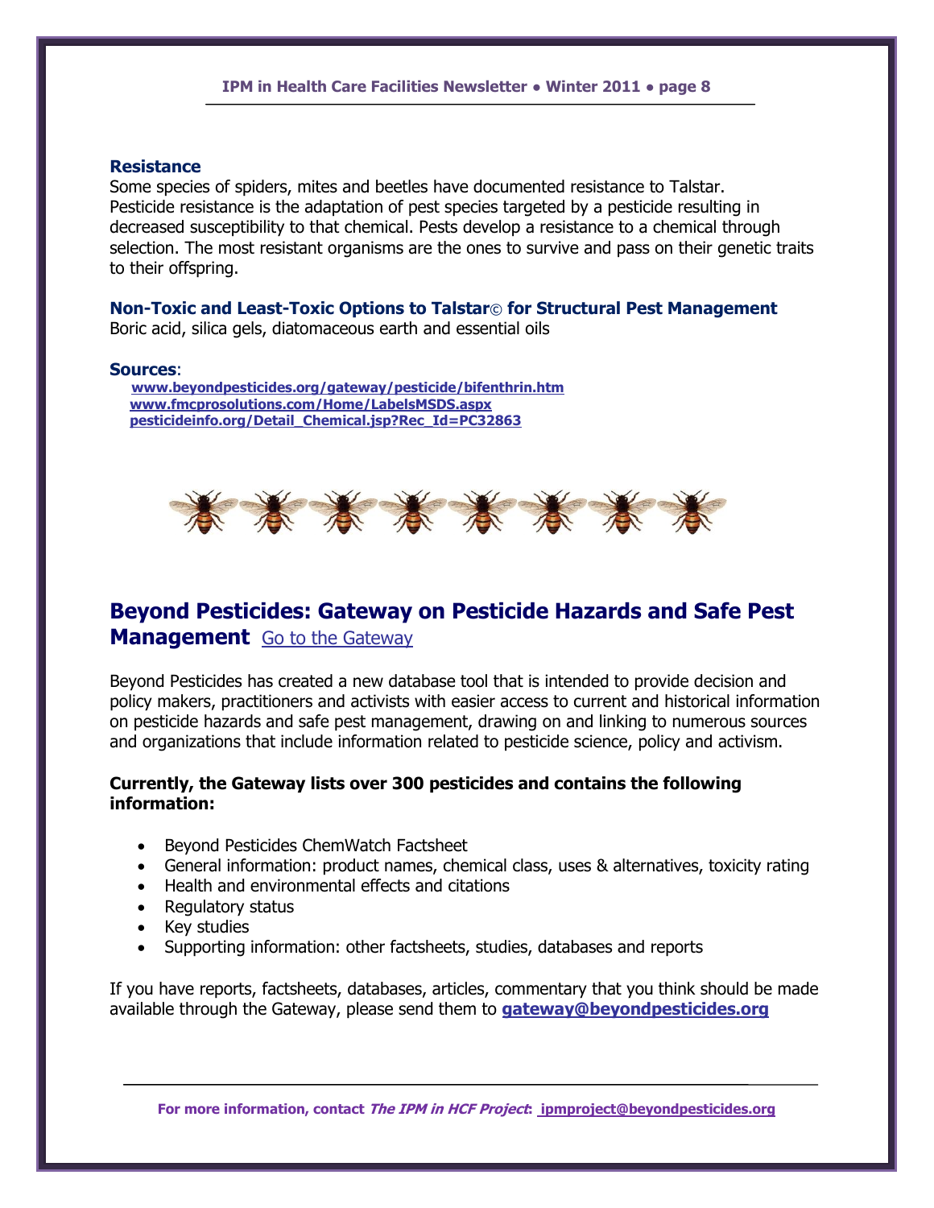### Resistance

Some species of spiders, mites and beetles have documented resistance to Talstar. Pesticide resistance is the adaptation of pest species targeted by a pesticide resulting in decreased susceptibility to that chemical. Pests develop a resistance to a chemical through selection. The most resistant organisms are the ones to survive and pass on their genetic traits to their offspring.

### Non-Toxic and Least-Toxic Options to Talstar© for Structural Pest Management

Boric acid, silica gels, diatomaceous earth and essential oils

**Sources**:

- www.beyondpesticides.org/gateway/pesticide/bifenthrin.htm
- www.fmcprosolutions.com/Home/LabelsMSDS.aspx
- pesticideinfo.org/Detail_Chemical.jsp?Rec_Id=PC32863

## Beyond Pesticides: Gateway on Pesticide Hazards and Safe Pest Management [Go to the Gateway]

Beyond Pesticides has created a new database tool that is intended to provide decision and policy makers, practitioners and activists with easier access to current and historical information on pesticide hazards and safe pest management, drawing on and linking to numerous sources and organizations that include information related to pesticide science, policy and activism.

**Currently, the Gateway lists over 300 pesticides and contains the following information:**

- Beyond Pesticides ChemWatch Factsheet
- General information: product names, chemical class, uses & alternatives, toxicity rating
- Health and environmental effects and citations
- Regulatory status
- Key studies
- Supporting information: other factsheets, studies, databases and reports

If you have reports, factsheets, databases, articles, commentary that you think should be made available through the Gateway, please send them to **gateway@beyondpesticides.org**

**For more information, contact *The IPM in HCF Project*: ipmproject@beyondpesticides.org**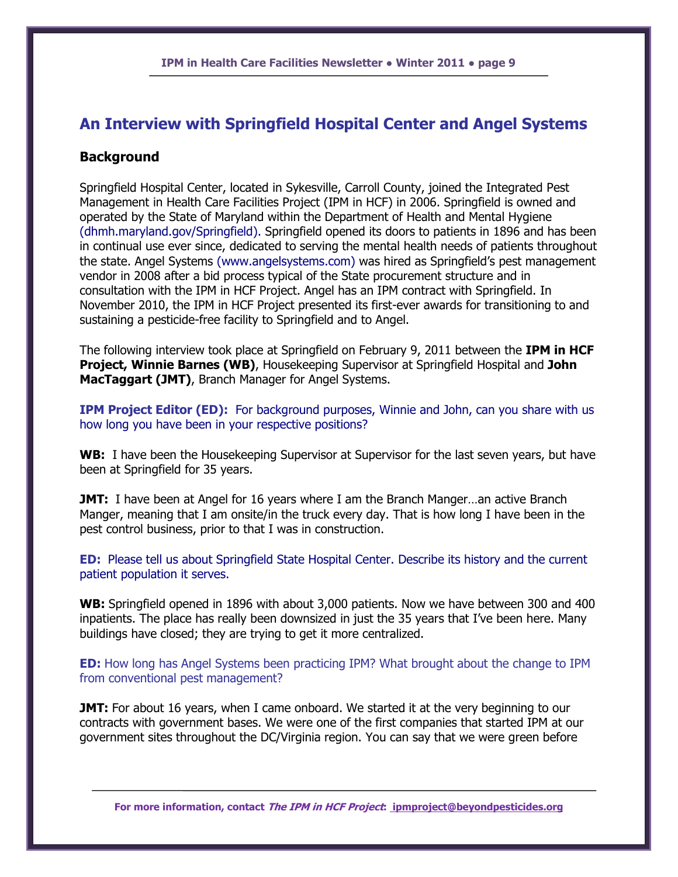## An Interview with Springfield Hospital Center and Angel Systems

### Background

Springfield Hospital Center, located in Sykesville, Carroll County, joined the Integrated Pest Management in Health Care Facilities Project (IPM in HCF) in 2006. Springfield is owned and operated by the State of Maryland within the Department of Health and Mental Hygiene (dhmh.maryland.gov/Springfield). Springfield opened its doors to patients in 1896 and has been in continual use ever since, dedicated to serving the mental health needs of patients throughout the state. Angel Systems (www.angelsystems.com) was hired as Springfield's pest management vendor in 2008 after a bid process typical of the State procurement structure and in consultation with the IPM in HCF Project. Angel has an IPM contract with Springfield. In November 2010, the IPM in HCF Project presented its first-ever awards for transitioning to and sustaining a pesticide-free facility to Springfield and to Angel.

The following interview took place at Springfield on February 9, 2011 between the **IPM in HCF Project, Winnie Barnes (WB)**, Housekeeping Supervisor at Springfield Hospital and **John MacTaggart (JMT)**, Branch Manager for Angel Systems.

**IPM Project Editor (ED):** For background purposes, Winnie and John, can you share with us how long you have been in your respective positions?

**WB:** I have been the Housekeeping Supervisor at Supervisor for the last seven years, but have been at Springfield for 35 years.

**JMT:** I have been at Angel for 16 years where I am the Branch Manger…an active Branch Manger, meaning that I am onsite/in the truck every day. That is how long I have been in the pest control business, prior to that I was in construction.

**ED:** Please tell us about Springfield State Hospital Center. Describe its history and the current patient population it serves.

**WB:** Springfield opened in 1896 with about 3,000 patients. Now we have between 300 and 400 inpatients. The place has really been downsized in just the 35 years that I've been here. Many buildings have closed; they are trying to get it more centralized.

**ED:** How long has Angel Systems been practicing IPM? What brought about the change to IPM from conventional pest management?

**JMT:** For about 16 years, when I came onboard. We started it at the very beginning to our contracts with government bases. We were one of the first companies that started IPM at our government sites throughout the DC/Virginia region. You can say that we were green before

For more information, contact *The IPM in HCF Project*: ipmproject@beyondpesticides.org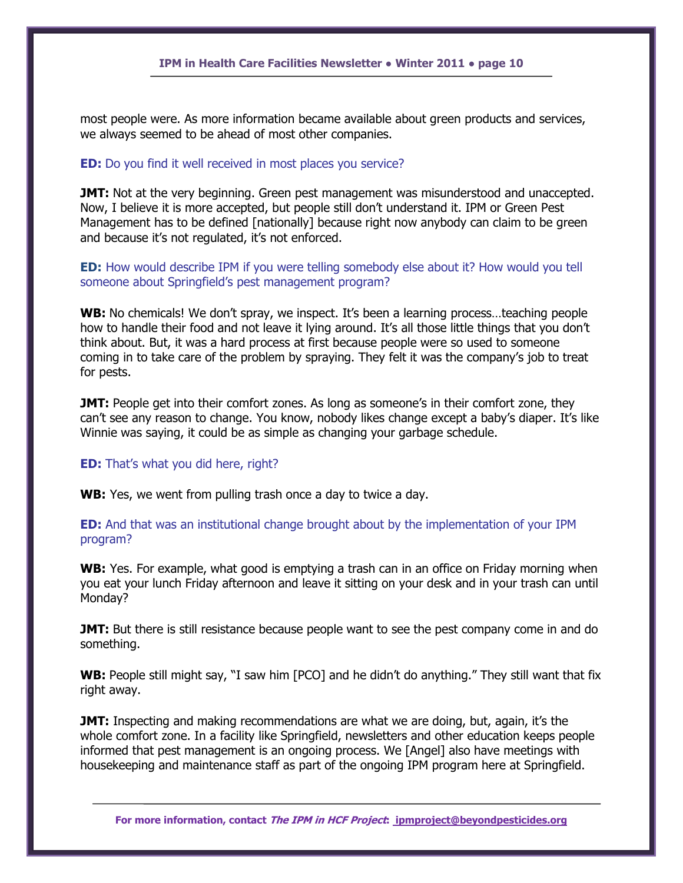most people were. As more information became available about green products and services, we always seemed to be ahead of most other companies.

**ED:** Do you find it well received in most places you service?

**JMT:** Not at the very beginning. Green pest management was misunderstood and unaccepted. Now, I believe it is more accepted, but people still don't understand it. IPM or Green Pest Management has to be defined [nationally] because right now anybody can claim to be green and because it's not regulated, it's not enforced.

**ED:** How would describe IPM if you were telling somebody else about it? How would you tell someone about Springfield's pest management program?

**WB:** No chemicals! We don't spray, we inspect. It's been a learning process…teaching people how to handle their food and not leave it lying around. It's all those little things that you don't think about. But, it was a hard process at first because people were so used to someone coming in to take care of the problem by spraying. They felt it was the company's job to treat for pests.

**JMT:** People get into their comfort zones. As long as someone's in their comfort zone, they can't see any reason to change. You know, nobody likes change except a baby's diaper. It's like Winnie was saying, it could be as simple as changing your garbage schedule.

**ED:** That's what you did here, right?

**WB:** Yes, we went from pulling trash once a day to twice a day.

**ED:** And that was an institutional change brought about by the implementation of your IPM program?

**WB:** Yes. For example, what good is emptying a trash can in an office on Friday morning when you eat your lunch Friday afternoon and leave it sitting on your desk and in your trash can until Monday?

**JMT:** But there is still resistance because people want to see the pest company come in and do something.

**WB:** People still might say, "I saw him [PCO] and he didn't do anything." They still want that fix right away.

**JMT:** Inspecting and making recommendations are what we are doing, but, again, it's the whole comfort zone. In a facility like Springfield, newsletters and other education keeps people informed that pest management is an ongoing process. We [Angel] also have meetings with housekeeping and maintenance staff as part of the ongoing IPM program here at Springfield.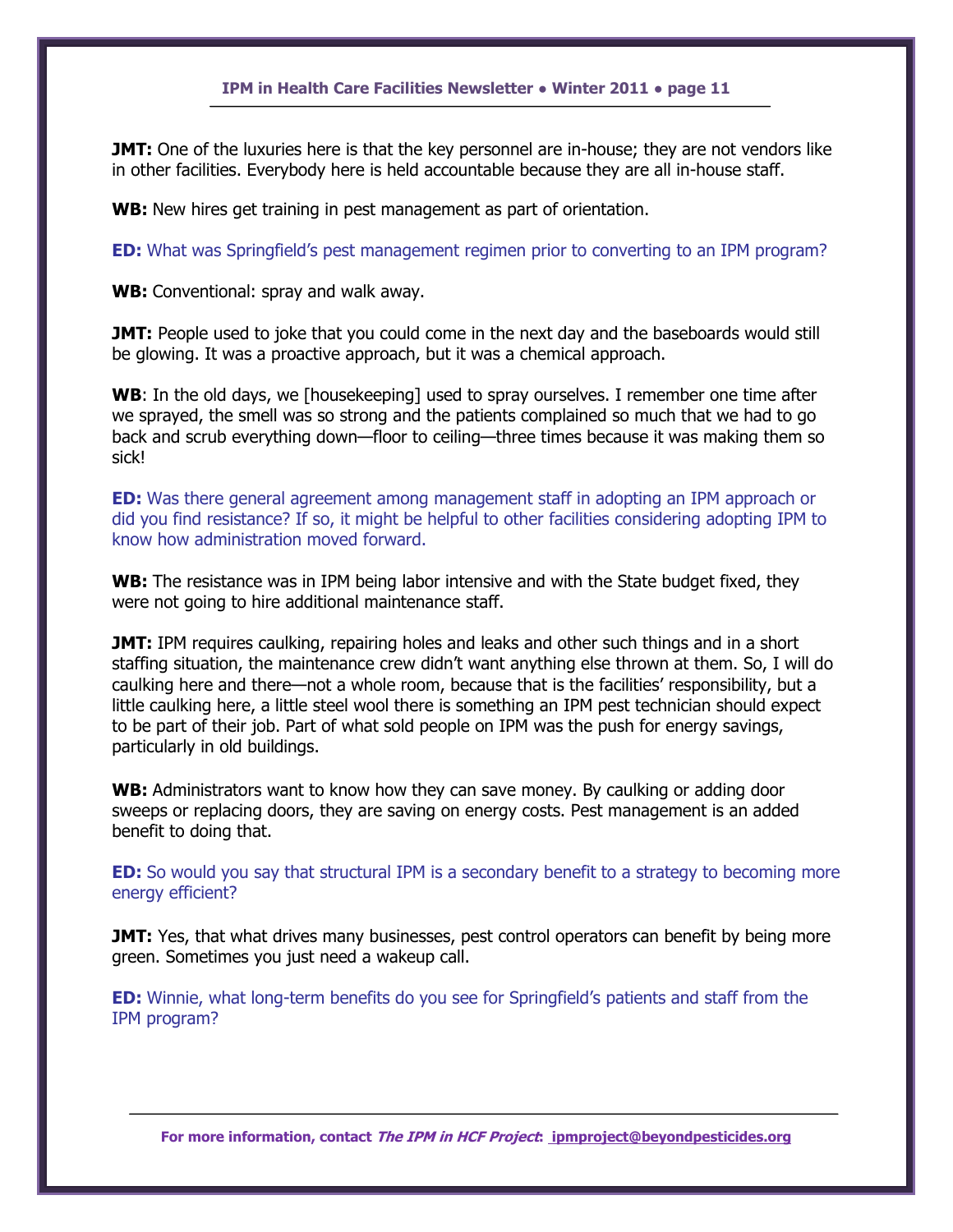**JMT:** One of the luxuries here is that the key personnel are in-house; they are not vendors like in other facilities. Everybody here is held accountable because they are all in-house staff.

**WB:** New hires get training in pest management as part of orientation.

**ED:** What was Springfield's pest management regimen prior to converting to an IPM program?

**WB:** Conventional: spray and walk away.

**JMT:** People used to joke that you could come in the next day and the baseboards would still be glowing. It was a proactive approach, but it was a chemical approach.

**WB**: In the old days, we [housekeeping] used to spray ourselves. I remember one time after we sprayed, the smell was so strong and the patients complained so much that we had to go back and scrub everything down—floor to ceiling—three times because it was making them so sick!

**ED:** Was there general agreement among management staff in adopting an IPM approach or did you find resistance? If so, it might be helpful to other facilities considering adopting IPM to know how administration moved forward.

**WB:** The resistance was in IPM being labor intensive and with the State budget fixed, they were not going to hire additional maintenance staff.

**JMT:** IPM requires caulking, repairing holes and leaks and other such things and in a short staffing situation, the maintenance crew didn't want anything else thrown at them. So, I will do caulking here and there—not a whole room, because that is the facilities' responsibility, but a little caulking here, a little steel wool there is something an IPM pest technician should expect to be part of their job. Part of what sold people on IPM was the push for energy savings, particularly in old buildings.

**WB:** Administrators want to know how they can save money. By caulking or adding door sweeps or replacing doors, they are saving on energy costs. Pest management is an added benefit to doing that.

**ED:** So would you say that structural IPM is a secondary benefit to a strategy to becoming more energy efficient?

**JMT:** Yes, that what drives many businesses, pest control operators can benefit by being more green. Sometimes you just need a wakeup call.

**ED:** Winnie, what long-term benefits do you see for Springfield's patients and staff from the IPM program?

**For more information, contact *The IPM in HCF Project*: ipmproject@beyondpesticides.org**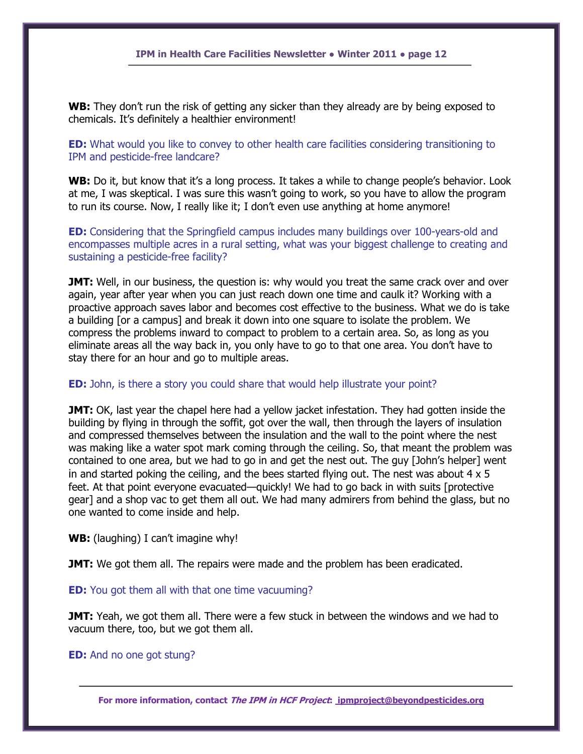**WB:** They don't run the risk of getting any sicker than they already are by being exposed to chemicals. It's definitely a healthier environment!

**ED:** What would you like to convey to other health care facilities considering transitioning to IPM and pesticide-free landcare?

**WB:** Do it, but know that it's a long process. It takes a while to change people's behavior. Look at me, I was skeptical. I was sure this wasn't going to work, so you have to allow the program to run its course. Now, I really like it; I don't even use anything at home anymore!

**ED:** Considering that the Springfield campus includes many buildings over 100-years-old and encompasses multiple acres in a rural setting, what was your biggest challenge to creating and sustaining a pesticide-free facility?

**JMT:** Well, in our business, the question is: why would you treat the same crack over and over again, year after year when you can just reach down one time and caulk it? Working with a proactive approach saves labor and becomes cost effective to the business. What we do is take a building [or a campus] and break it down into one square to isolate the problem. We compress the problems inward to compact to problem to a certain area. So, as long as you eliminate areas all the way back in, you only have to go to that one area. You don't have to stay there for an hour and go to multiple areas.

**ED:** John, is there a story you could share that would help illustrate your point?

**JMT:** OK, last year the chapel here had a yellow jacket infestation. They had gotten inside the building by flying in through the soffit, got over the wall, then through the layers of insulation and compressed themselves between the insulation and the wall to the point where the nest was making like a water spot mark coming through the ceiling. So, that meant the problem was contained to one area, but we had to go in and get the nest out. The guy [John's helper] went in and started poking the ceiling, and the bees started flying out. The nest was about 4 x 5 feet. At that point everyone evacuated—quickly! We had to go back in with suits [protective gear] and a shop vac to get them all out. We had many admirers from behind the glass, but no one wanted to come inside and help.

**WB:** (laughing) I can't imagine why!

**JMT:** We got them all. The repairs were made and the problem has been eradicated.

**ED:** You got them all with that one time vacuuming?

**JMT:** Yeah, we got them all. There were a few stuck in between the windows and we had to vacuum there, too, but we got them all.

**ED:** And no one got stung?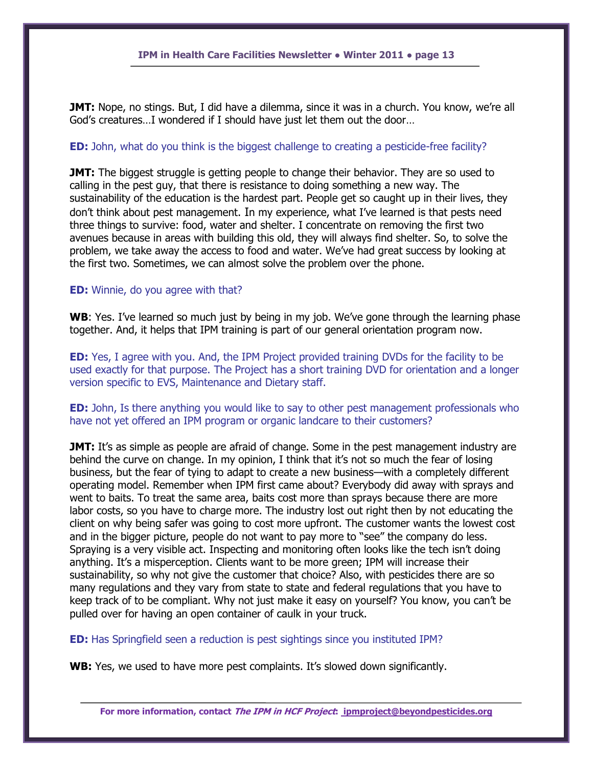**JMT:** Nope, no stings. But, I did have a dilemma, since it was in a church. You know, we're all God's creatures…I wondered if I should have just let them out the door…

**ED:** John, what do you think is the biggest challenge to creating a pesticide-free facility?

**JMT:** The biggest struggle is getting people to change their behavior. They are so used to calling in the pest guy, that there is resistance to doing something a new way. The sustainability of the education is the hardest part. People get so caught up in their lives, they don't think about pest management. In my experience, what I've learned is that pests need three things to survive: food, water and shelter. I concentrate on removing the first two avenues because in areas with building this old, they will always find shelter. So, to solve the problem, we take away the access to food and water. We've had great success by looking at the first two. Sometimes, we can almost solve the problem over the phone.

**ED:** Winnie, do you agree with that?

**WB**: Yes. I've learned so much just by being in my job. We've gone through the learning phase together. And, it helps that IPM training is part of our general orientation program now.

**ED:** Yes, I agree with you. And, the IPM Project provided training DVDs for the facility to be used exactly for that purpose. The Project has a short training DVD for orientation and a longer version specific to EVS, Maintenance and Dietary staff.

**ED:** John, Is there anything you would like to say to other pest management professionals who have not yet offered an IPM program or organic landcare to their customers?

**JMT:** It's as simple as people are afraid of change. Some in the pest management industry are behind the curve on change. In my opinion, I think that it's not so much the fear of losing business, but the fear of tying to adapt to create a new business—with a completely different operating model. Remember when IPM first came about? Everybody did away with sprays and went to baits. To treat the same area, baits cost more than sprays because there are more labor costs, so you have to charge more. The industry lost out right then by not educating the client on why being safer was going to cost more upfront. The customer wants the lowest cost and in the bigger picture, people do not want to pay more to "see" the company do less. Spraying is a very visible act. Inspecting and monitoring often looks like the tech isn't doing anything. It's a misperception. Clients want to be more green; IPM will increase their sustainability, so why not give the customer that choice? Also, with pesticides there are so many regulations and they vary from state to state and federal regulations that you have to keep track of to be compliant. Why not just make it easy on yourself? You know, you can't be pulled over for having an open container of caulk in your truck.

**ED:** Has Springfield seen a reduction is pest sightings since you instituted IPM?

**WB:** Yes, we used to have more pest complaints. It's slowed down significantly.

**For more information, contact *The IPM in HCF Project*: ipmproject@beyondpesticides.org**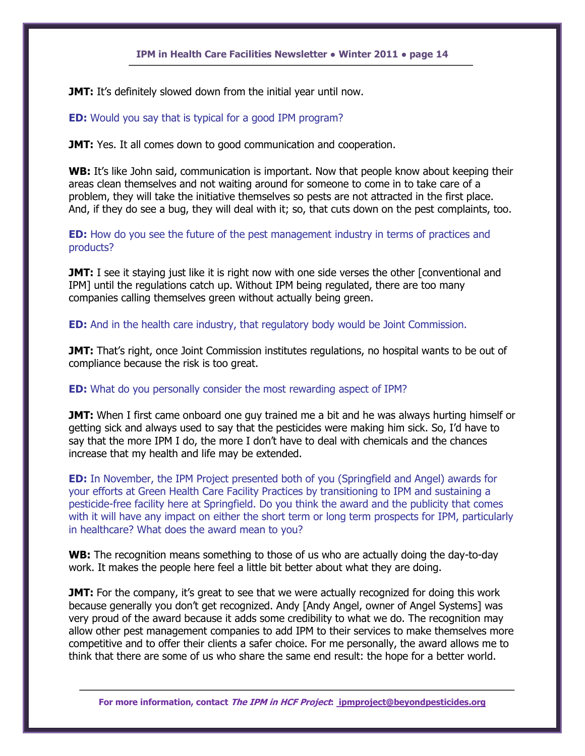**JMT:** It's definitely slowed down from the initial year until now.

**ED:** Would you say that is typical for a good IPM program?

**JMT:** Yes. It all comes down to good communication and cooperation.

**WB:** It's like John said, communication is important. Now that people know about keeping their areas clean themselves and not waiting around for someone to come in to take care of a problem, they will take the initiative themselves so pests are not attracted in the first place. And, if they do see a bug, they will deal with it; so, that cuts down on the pest complaints, too.

**ED:** How do you see the future of the pest management industry in terms of practices and products?

**JMT:** I see it staying just like it is right now with one side verses the other [conventional and IPM] until the regulations catch up. Without IPM being regulated, there are too many companies calling themselves green without actually being green.

**ED:** And in the health care industry, that regulatory body would be Joint Commission.

**JMT:** That's right, once Joint Commission institutes regulations, no hospital wants to be out of compliance because the risk is too great.

**ED:** What do you personally consider the most rewarding aspect of IPM?

**JMT:** When I first came onboard one guy trained me a bit and he was always hurting himself or getting sick and always used to say that the pesticides were making him sick. So, I'd have to say that the more IPM I do, the more I don't have to deal with chemicals and the chances increase that my health and life may be extended.

**ED:** In November, the IPM Project presented both of you (Springfield and Angel) awards for your efforts at Green Health Care Facility Practices by transitioning to IPM and sustaining a pesticide-free facility here at Springfield. Do you think the award and the publicity that comes with it will have any impact on either the short term or long term prospects for IPM, particularly in healthcare? What does the award mean to you?

**WB:** The recognition means something to those of us who are actually doing the day-to-day work. It makes the people here feel a little bit better about what they are doing.

**JMT:** For the company, it's great to see that we were actually recognized for doing this work because generally you don't get recognized. Andy [Andy Angel, owner of Angel Systems] was very proud of the award because it adds some credibility to what we do. The recognition may allow other pest management companies to add IPM to their services to make themselves more competitive and to offer their clients a safer choice. For me personally, the award allows me to think that there are some of us who share the same end result: the hope for a better world.

**For more information, contact *The IPM in HCF Project*: ipmproject@beyondpesticides.org**